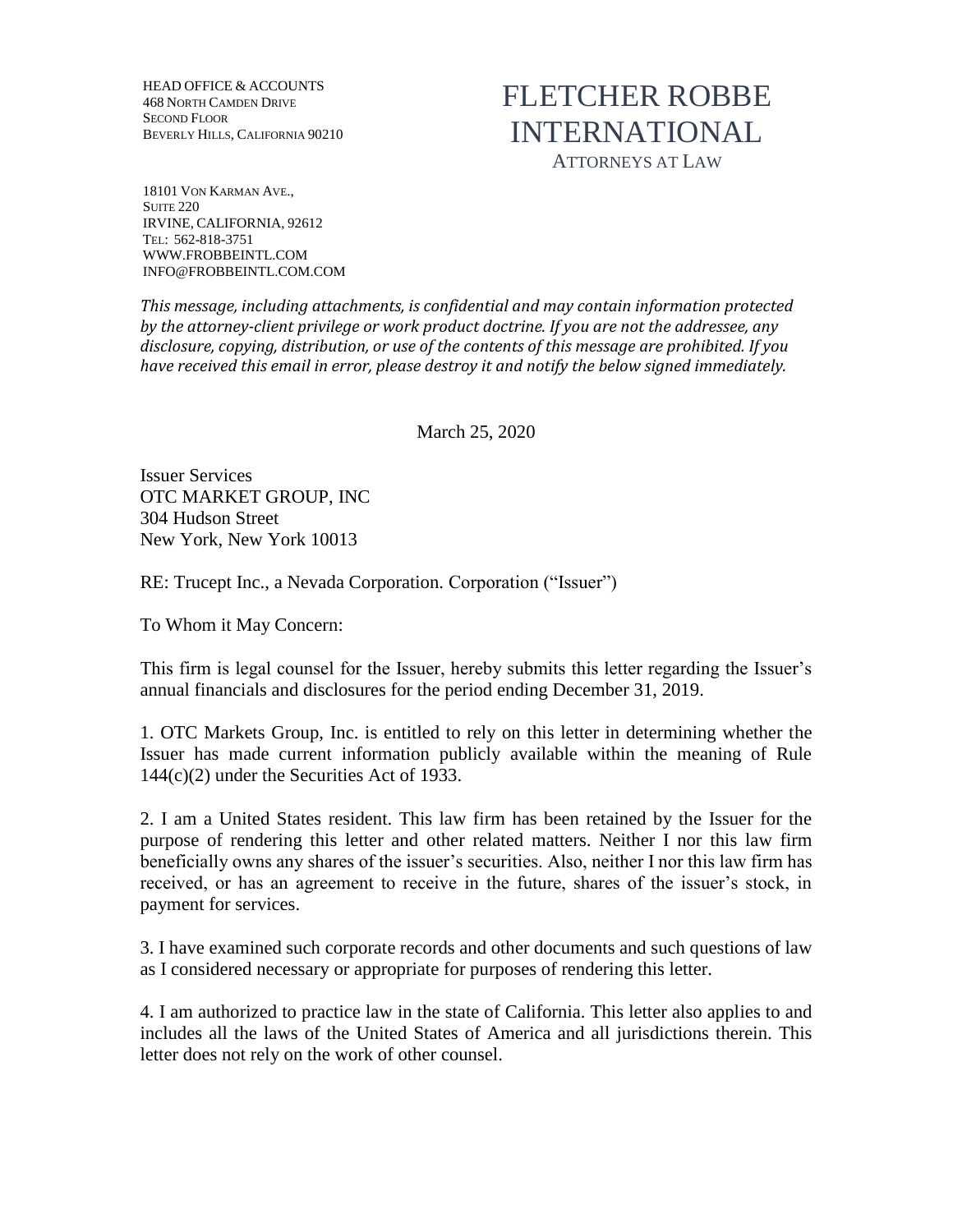HEAD OFFICE & ACCOUNTS
468 NORTH CAMDEN DRIVE
SECOND FLOOR
BEVERLY HILLS, CALIFORNIA 90210

# FLETCHER ROBBE INTERNATIONAL

ATTORNEYS AT LAW

18101 VON KARMAN AVE.,
SUITE 220
IRVINE, CALIFORNIA, 92612
TEL: 562-818-3751
WWW.FROBBEINTL.COM
INFO@FROBBEINTL.COM.COM

*This message, including attachments, is confidential and may contain information protected by the attorney-client privilege or work product doctrine. If you are not the addressee, any disclosure, copying, distribution, or use of the contents of this message are prohibited. If you have received this email in error, please destroy it and notify the below signed immediately.*

March 25, 2020

Issuer Services
OTC MARKET GROUP, INC
304 Hudson Street
New York, New York 10013

RE: Trucept Inc., a Nevada Corporation. Corporation ("Issuer")

To Whom it May Concern:

This firm is legal counsel for the Issuer, hereby submits this letter regarding the Issuer's annual financials and disclosures for the period ending December 31, 2019.

1. OTC Markets Group, Inc. is entitled to rely on this letter in determining whether the Issuer has made current information publicly available within the meaning of Rule 144(c)(2) under the Securities Act of 1933.

2. I am a United States resident. This law firm has been retained by the Issuer for the purpose of rendering this letter and other related matters. Neither I nor this law firm beneficially owns any shares of the issuer's securities. Also, neither I nor this law firm has received, or has an agreement to receive in the future, shares of the issuer's stock, in payment for services.

3. I have examined such corporate records and other documents and such questions of law as I considered necessary or appropriate for purposes of rendering this letter.

4. I am authorized to practice law in the state of California. This letter also applies to and includes all the laws of the United States of America and all jurisdictions therein. This letter does not rely on the work of other counsel.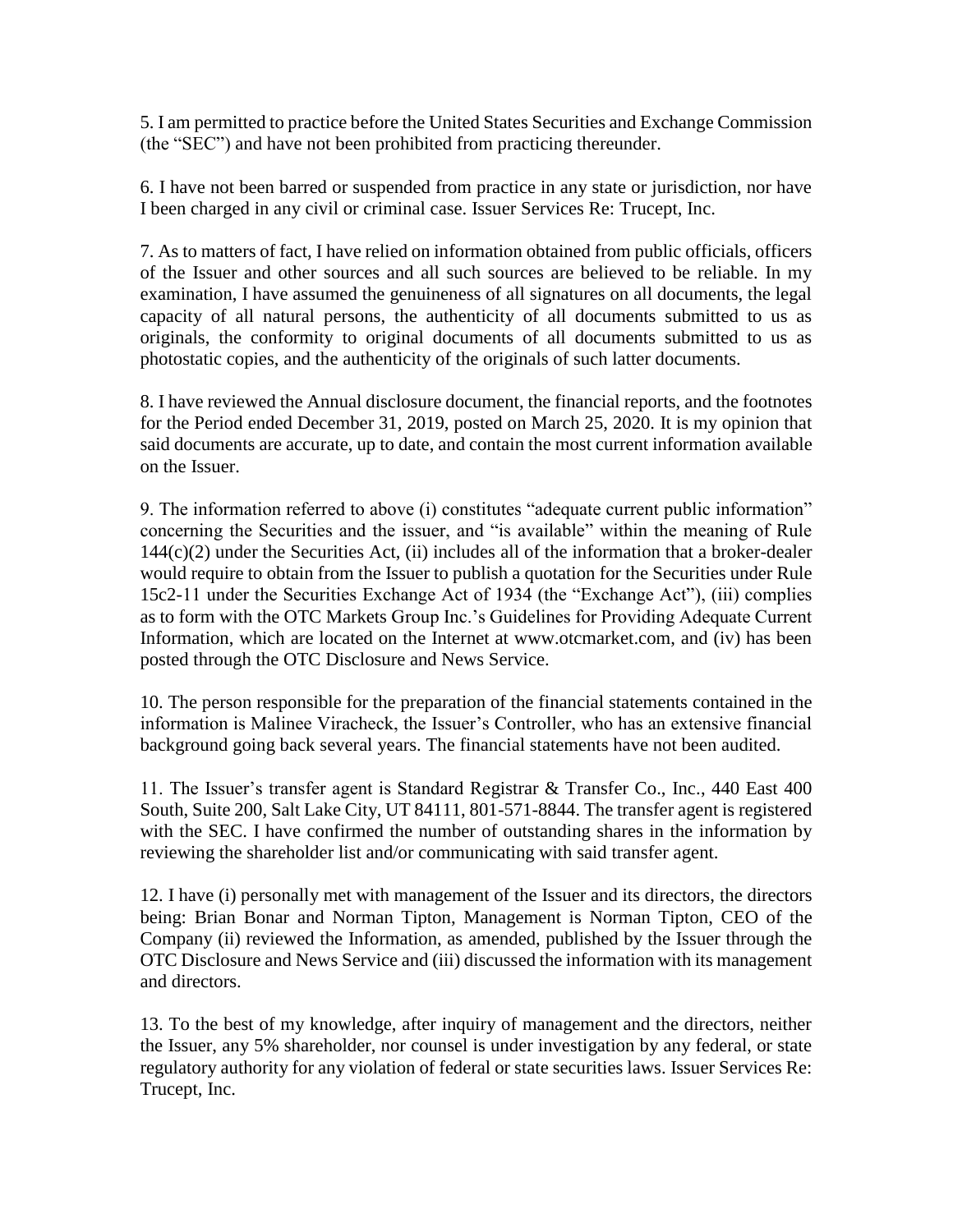5. I am permitted to practice before the United States Securities and Exchange Commission (the "SEC") and have not been prohibited from practicing thereunder.

6. I have not been barred or suspended from practice in any state or jurisdiction, nor have I been charged in any civil or criminal case. Issuer Services Re: Trucept, Inc.

7. As to matters of fact, I have relied on information obtained from public officials, officers of the Issuer and other sources and all such sources are believed to be reliable. In my examination, I have assumed the genuineness of all signatures on all documents, the legal capacity of all natural persons, the authenticity of all documents submitted to us as originals, the conformity to original documents of all documents submitted to us as photostatic copies, and the authenticity of the originals of such latter documents.

8. I have reviewed the Annual disclosure document, the financial reports, and the footnotes for the Period ended December 31, 2019, posted on March 25, 2020. It is my opinion that said documents are accurate, up to date, and contain the most current information available on the Issuer.

9. The information referred to above (i) constitutes "adequate current public information" concerning the Securities and the issuer, and "is available" within the meaning of Rule 144(c)(2) under the Securities Act, (ii) includes all of the information that a broker-dealer would require to obtain from the Issuer to publish a quotation for the Securities under Rule 15c2-11 under the Securities Exchange Act of 1934 (the "Exchange Act"), (iii) complies as to form with the OTC Markets Group Inc.'s Guidelines for Providing Adequate Current Information, which are located on the Internet at www.otcmarket.com, and (iv) has been posted through the OTC Disclosure and News Service.

10. The person responsible for the preparation of the financial statements contained in the information is Malinee Viracheck, the Issuer's Controller, who has an extensive financial background going back several years. The financial statements have not been audited.

11. The Issuer's transfer agent is Standard Registrar & Transfer Co., Inc., 440 East 400 South, Suite 200, Salt Lake City, UT 84111, 801-571-8844. The transfer agent is registered with the SEC. I have confirmed the number of outstanding shares in the information by reviewing the shareholder list and/or communicating with said transfer agent.

12. I have (i) personally met with management of the Issuer and its directors, the directors being: Brian Bonar and Norman Tipton, Management is Norman Tipton, CEO of the Company (ii) reviewed the Information, as amended, published by the Issuer through the OTC Disclosure and News Service and (iii) discussed the information with its management and directors.

13. To the best of my knowledge, after inquiry of management and the directors, neither the Issuer, any 5% shareholder, nor counsel is under investigation by any federal, or state regulatory authority for any violation of federal or state securities laws. Issuer Services Re: Trucept, Inc.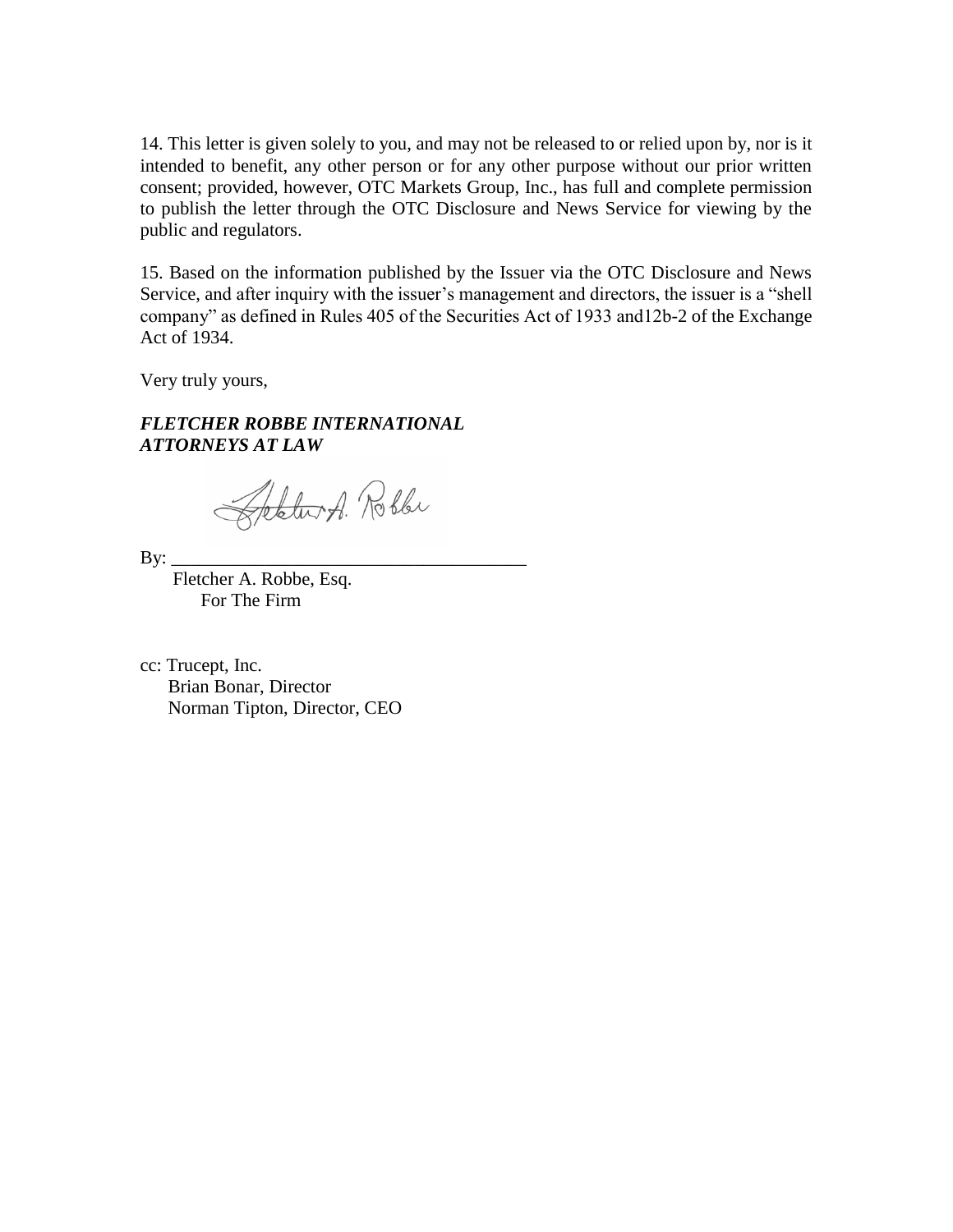14. This letter is given solely to you, and may not be released to or relied upon by, nor is it intended to benefit, any other person or for any other purpose without our prior written consent; provided, however, OTC Markets Group, Inc., has full and complete permission to publish the letter through the OTC Disclosure and News Service for viewing by the public and regulators.

15. Based on the information published by the Issuer via the OTC Disclosure and News Service, and after inquiry with the issuer's management and directors, the issuer is a "shell company" as defined in Rules 405 of the Securities Act of 1933 and12b-2 of the Exchange Act of 1934.

Very truly yours,

***FLETCHER ROBBE INTERNATIONAL***
***ATTORNEYS AT LAW***

By: ______________________________________
Fletcher A. Robbe, Esq.
For The Firm

cc: Trucept, Inc.
Brian Bonar, Director
Norman Tipton, Director, CEO